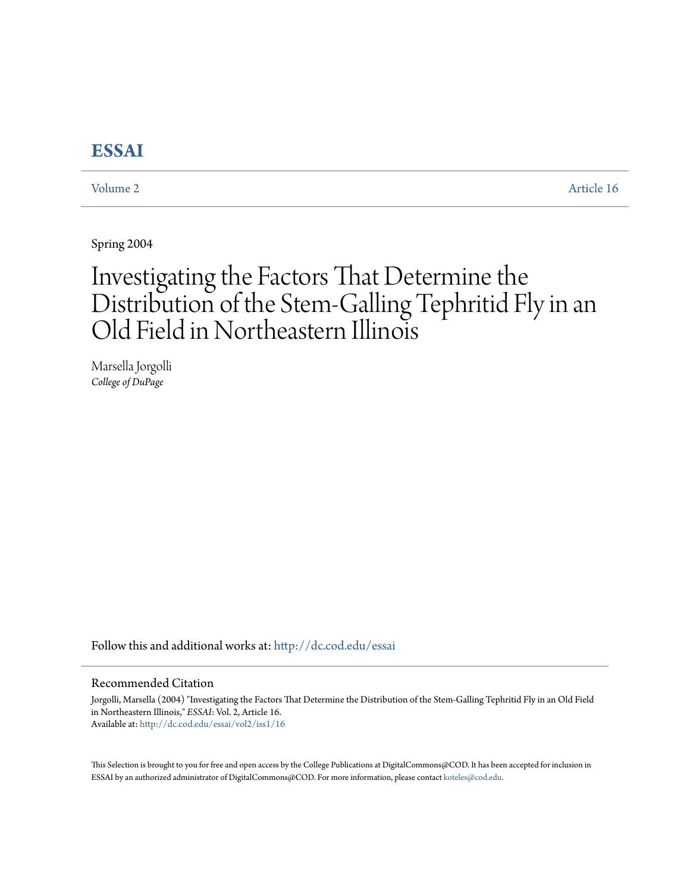# ESSAI

Volume 2 Article 16

Spring 2004

# Investigating the Factors That Determine the Distribution of the Stem-Galling Tephritid Fly in an Old Field in Northeastern Illinois

Marsella Jorgolli
*College of DuPage*

Follow this and additional works at: http://dc.cod.edu/essai

## Recommended Citation

Jorgolli, Marsella (2004) "Investigating the Factors That Determine the Distribution of the Stem-Galling Tephritid Fly in an Old Field in Northeastern Illinois," *ESSAI*: Vol. 2, Article 16.
Available at: http://dc.cod.edu/essai/vol2/iss1/16

This Selection is brought to you for free and open access by the College Publications at DigitalCommons@COD. It has been accepted for inclusion in ESSAI by an authorized administrator of DigitalCommons@COD. For more information, please contact koteles@cod.edu.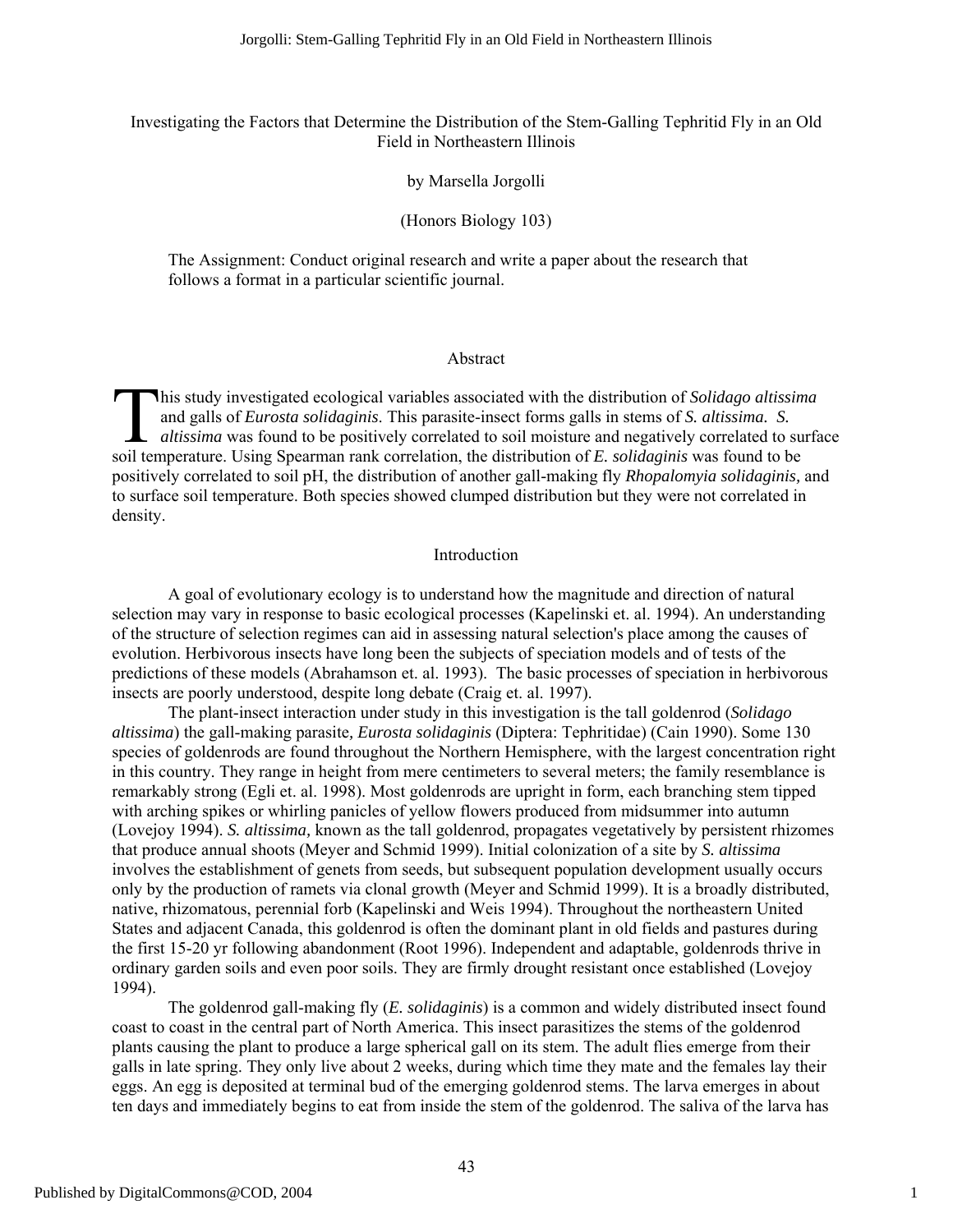Investigating the Factors that Determine the Distribution of the Stem-Galling Tephritid Fly in an Old Field in Northeastern Illinois

by Marsella Jorgolli

(Honors Biology 103)

The Assignment: Conduct original research and write a paper about the research that follows a format in a particular scientific journal.

## Abstract

This study investigated ecological variables associated with the distribution of *Solidago altissima* and galls of *Eurosta solidaginis*. This parasite-insect forms galls in stems of *S. altissima*. *S. altissima* was found to be positively correlated to soil moisture and negatively correlated to surface soil temperature. Using Spearman rank correlation, the distribution of *E. solidaginis* was found to be positively correlated to soil pH, the distribution of another gall-making fly *Rhopalomyia solidaginis,* and to surface soil temperature. Both species showed clumped distribution but they were not correlated in density.

## Introduction

A goal of evolutionary ecology is to understand how the magnitude and direction of natural selection may vary in response to basic ecological processes (Kapelinski et. al. 1994). An understanding of the structure of selection regimes can aid in assessing natural selection's place among the causes of evolution. Herbivorous insects have long been the subjects of speciation models and of tests of the predictions of these models (Abrahamson et. al. 1993). The basic processes of speciation in herbivorous insects are poorly understood, despite long debate (Craig et. al. 1997).

The plant-insect interaction under study in this investigation is the tall goldenrod (*Solidago altissima*) the gall-making parasite*, Eurosta solidaginis* (Diptera: Tephritidae) (Cain 1990). Some 130 species of goldenrods are found throughout the Northern Hemisphere, with the largest concentration right in this country. They range in height from mere centimeters to several meters; the family resemblance is remarkably strong (Egli et. al. 1998). Most goldenrods are upright in form, each branching stem tipped with arching spikes or whirling panicles of yellow flowers produced from midsummer into autumn (Lovejoy 1994). *S. altissima,* known as the tall goldenrod, propagates vegetatively by persistent rhizomes that produce annual shoots (Meyer and Schmid 1999). Initial colonization of a site by *S. altissima* involves the establishment of genets from seeds, but subsequent population development usually occurs only by the production of ramets via clonal growth (Meyer and Schmid 1999). It is a broadly distributed, native, rhizomatous, perennial forb (Kapelinski and Weis 1994). Throughout the northeastern United States and adjacent Canada, this goldenrod is often the dominant plant in old fields and pastures during the first 15-20 yr following abandonment (Root 1996). Independent and adaptable, goldenrods thrive in ordinary garden soils and even poor soils. They are firmly drought resistant once established (Lovejoy 1994).

The goldenrod gall-making fly (*E. solidaginis*) is a common and widely distributed insect found coast to coast in the central part of North America. This insect parasitizes the stems of the goldenrod plants causing the plant to produce a large spherical gall on its stem. The adult flies emerge from their galls in late spring. They only live about 2 weeks, during which time they mate and the females lay their eggs. An egg is deposited at terminal bud of the emerging goldenrod stems. The larva emerges in about ten days and immediately begins to eat from inside the stem of the goldenrod. The saliva of the larva has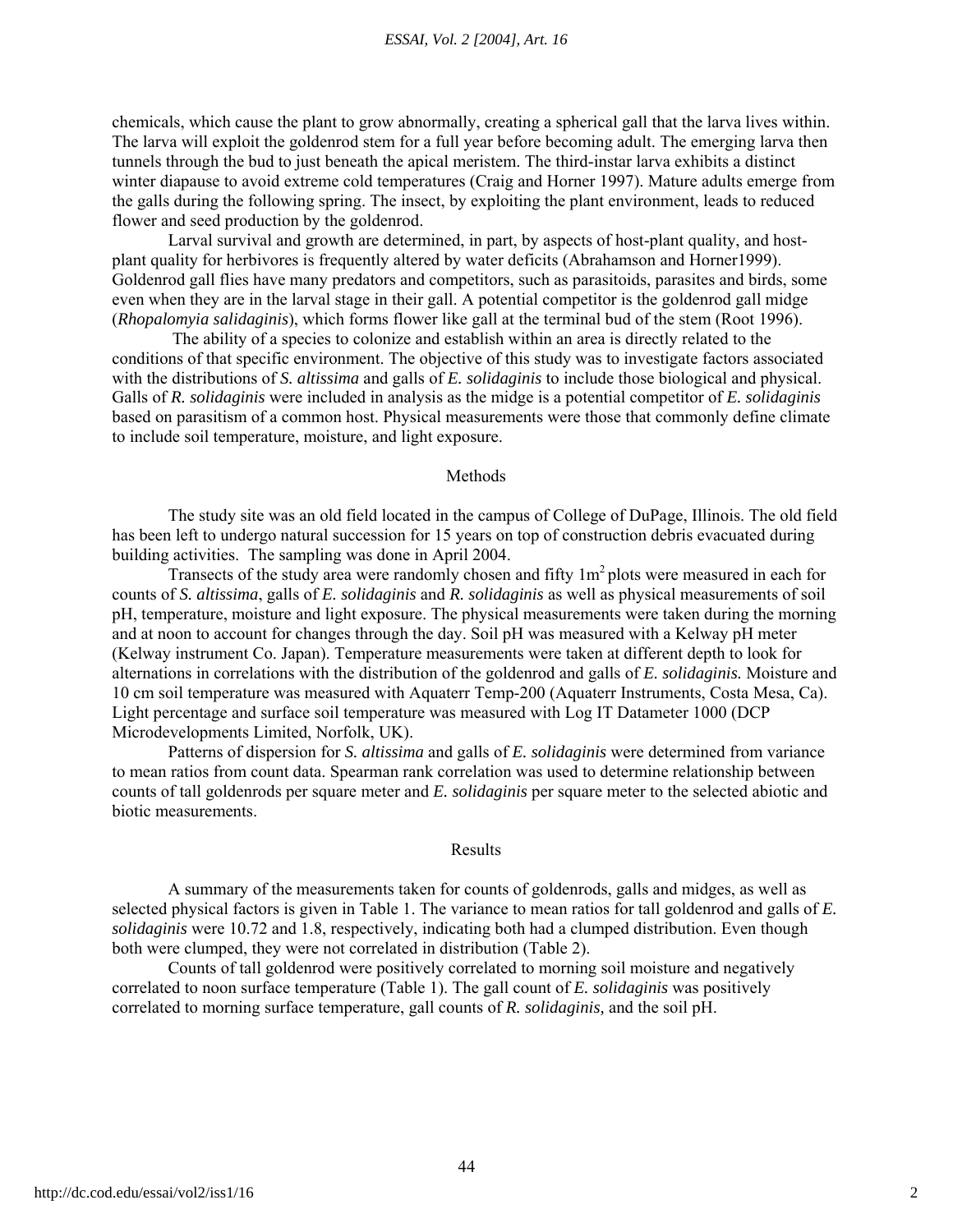chemicals, which cause the plant to grow abnormally, creating a spherical gall that the larva lives within. The larva will exploit the goldenrod stem for a full year before becoming adult. The emerging larva then tunnels through the bud to just beneath the apical meristem. The third-instar larva exhibits a distinct winter diapause to avoid extreme cold temperatures (Craig and Horner 1997). Mature adults emerge from the galls during the following spring. The insect, by exploiting the plant environment, leads to reduced flower and seed production by the goldenrod.

Larval survival and growth are determined, in part, by aspects of host-plant quality, and host-plant quality for herbivores is frequently altered by water deficits (Abrahamson and Horner1999). Goldenrod gall flies have many predators and competitors, such as parasitoids, parasites and birds, some even when they are in the larval stage in their gall. A potential competitor is the goldenrod gall midge (*Rhopalomyia salidaginis*), which forms flower like gall at the terminal bud of the stem (Root 1996).

The ability of a species to colonize and establish within an area is directly related to the conditions of that specific environment. The objective of this study was to investigate factors associated with the distributions of *S. altissima* and galls of *E. solidaginis* to include those biological and physical. Galls of *R. solidaginis* were included in analysis as the midge is a potential competitor of *E. solidaginis* based on parasitism of a common host. Physical measurements were those that commonly define climate to include soil temperature, moisture, and light exposure.

## Methods

The study site was an old field located in the campus of College of DuPage, Illinois. The old field has been left to undergo natural succession for 15 years on top of construction debris evacuated during building activities. The sampling was done in April 2004.

Transects of the study area were randomly chosen and fifty $1m^2$ plots were measured in each for counts of *S. altissima*, galls of *E. solidaginis* and *R. solidaginis* as well as physical measurements of soil pH, temperature, moisture and light exposure. The physical measurements were taken during the morning and at noon to account for changes through the day. Soil pH was measured with a Kelway pH meter (Kelway instrument Co. Japan). Temperature measurements were taken at different depth to look for alternations in correlations with the distribution of the goldenrod and galls of *E. solidaginis.* Moisture and 10 cm soil temperature was measured with Aquaterr Temp-200 (Aquaterr Instruments, Costa Mesa, Ca). Light percentage and surface soil temperature was measured with Log IT Datameter 1000 (DCP Microdevelopments Limited, Norfolk, UK).

Patterns of dispersion for *S. altissima* and galls of *E. solidaginis* were determined from variance to mean ratios from count data. Spearman rank correlation was used to determine relationship between counts of tall goldenrods per square meter and *E. solidaginis* per square meter to the selected abiotic and biotic measurements.

## Results

A summary of the measurements taken for counts of goldenrods, galls and midges, as well as selected physical factors is given in Table 1. The variance to mean ratios for tall goldenrod and galls of *E. solidaginis* were 10.72 and 1.8, respectively, indicating both had a clumped distribution. Even though both were clumped, they were not correlated in distribution (Table 2).

Counts of tall goldenrod were positively correlated to morning soil moisture and negatively correlated to noon surface temperature (Table 1). The gall count of *E. solidaginis* was positively correlated to morning surface temperature, gall counts of *R. solidaginis,* and the soil pH.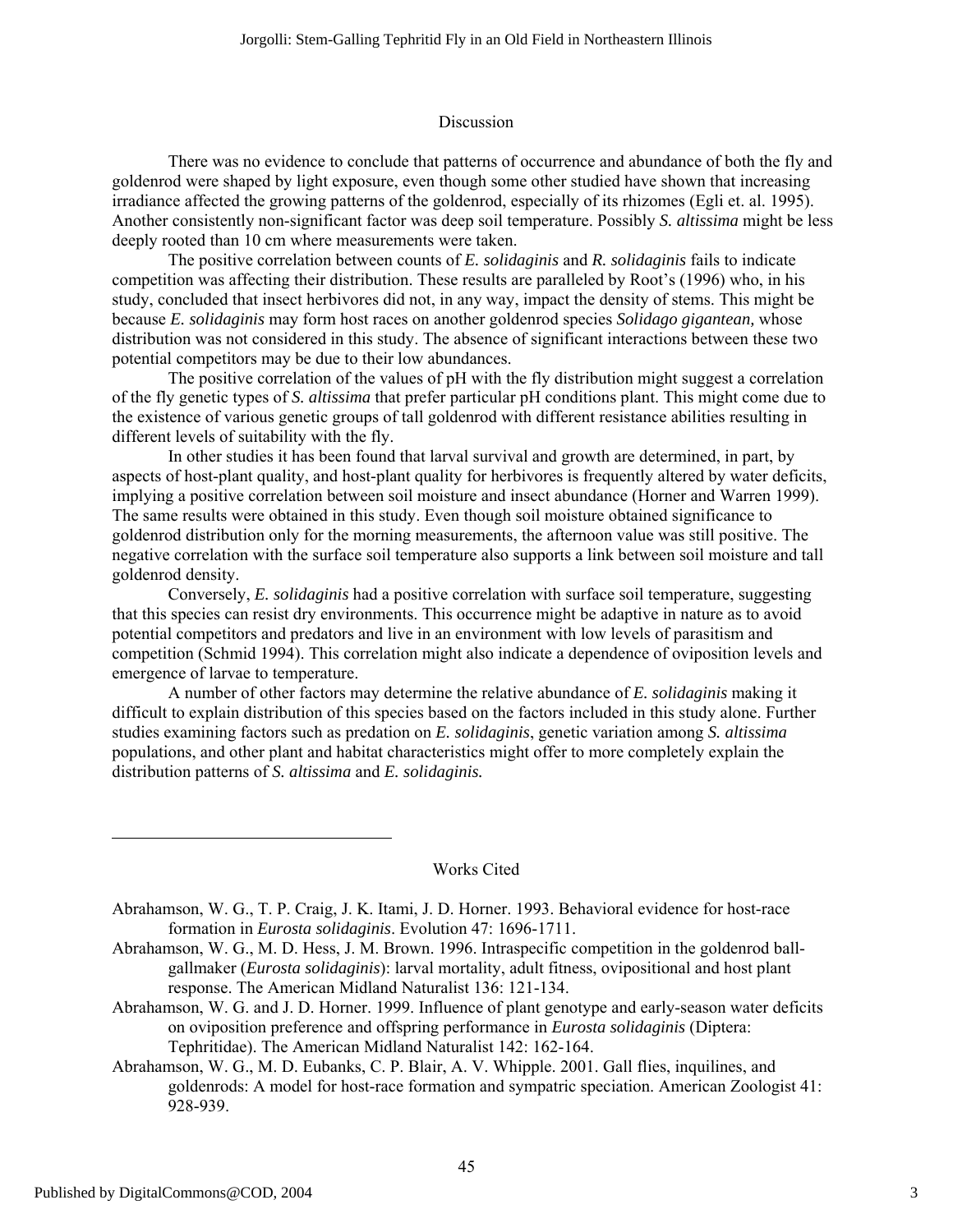## Discussion

There was no evidence to conclude that patterns of occurrence and abundance of both the fly and goldenrod were shaped by light exposure, even though some other studied have shown that increasing irradiance affected the growing patterns of the goldenrod, especially of its rhizomes (Egli et. al. 1995). Another consistently non-significant factor was deep soil temperature. Possibly *S. altissima* might be less deeply rooted than 10 cm where measurements were taken.

The positive correlation between counts of *E. solidaginis* and *R. solidaginis* fails to indicate competition was affecting their distribution. These results are paralleled by Root's (1996) who, in his study, concluded that insect herbivores did not, in any way, impact the density of stems. This might be because *E. solidaginis* may form host races on another goldenrod species *Solidago gigantean,* whose distribution was not considered in this study. The absence of significant interactions between these two potential competitors may be due to their low abundances.

The positive correlation of the values of pH with the fly distribution might suggest a correlation of the fly genetic types of *S. altissima* that prefer particular pH conditions plant. This might come due to the existence of various genetic groups of tall goldenrod with different resistance abilities resulting in different levels of suitability with the fly.

In other studies it has been found that larval survival and growth are determined, in part, by aspects of host-plant quality, and host-plant quality for herbivores is frequently altered by water deficits, implying a positive correlation between soil moisture and insect abundance (Horner and Warren 1999). The same results were obtained in this study. Even though soil moisture obtained significance to goldenrod distribution only for the morning measurements, the afternoon value was still positive. The negative correlation with the surface soil temperature also supports a link between soil moisture and tall goldenrod density.

Conversely, *E. solidaginis* had a positive correlation with surface soil temperature, suggesting that this species can resist dry environments. This occurrence might be adaptive in nature as to avoid potential competitors and predators and live in an environment with low levels of parasitism and competition (Schmid 1994). This correlation might also indicate a dependence of oviposition levels and emergence of larvae to temperature.

A number of other factors may determine the relative abundance of *E. solidaginis* making it difficult to explain distribution of this species based on the factors included in this study alone. Further studies examining factors such as predation on *E. solidaginis*, genetic variation among *S. altissima* populations, and other plant and habitat characteristics might offer to more completely explain the distribution patterns of *S. altissima* and *E. solidaginis.*

## Works Cited

Abrahamson, W. G., T. P. Craig, J. K. Itami, J. D. Horner. 1993. Behavioral evidence for host-race formation in *Eurosta solidaginis*. Evolution 47: 1696-1711.

Abrahamson, W. G., M. D. Hess, J. M. Brown. 1996. Intraspecific competition in the goldenrod ball-gallmaker (*Eurosta solidaginis*): larval mortality, adult fitness, ovipositional and host plant response. The American Midland Naturalist 136: 121-134.

Abrahamson, W. G. and J. D. Horner. 1999. Influence of plant genotype and early-season water deficits on oviposition preference and offspring performance in *Eurosta solidaginis* (Diptera: Tephritidae). The American Midland Naturalist 142: 162-164.

Abrahamson, W. G., M. D. Eubanks, C. P. Blair, A. V. Whipple. 2001. Gall flies, inquilines, and goldenrods: A model for host-race formation and sympatric speciation. American Zoologist 41: 928-939.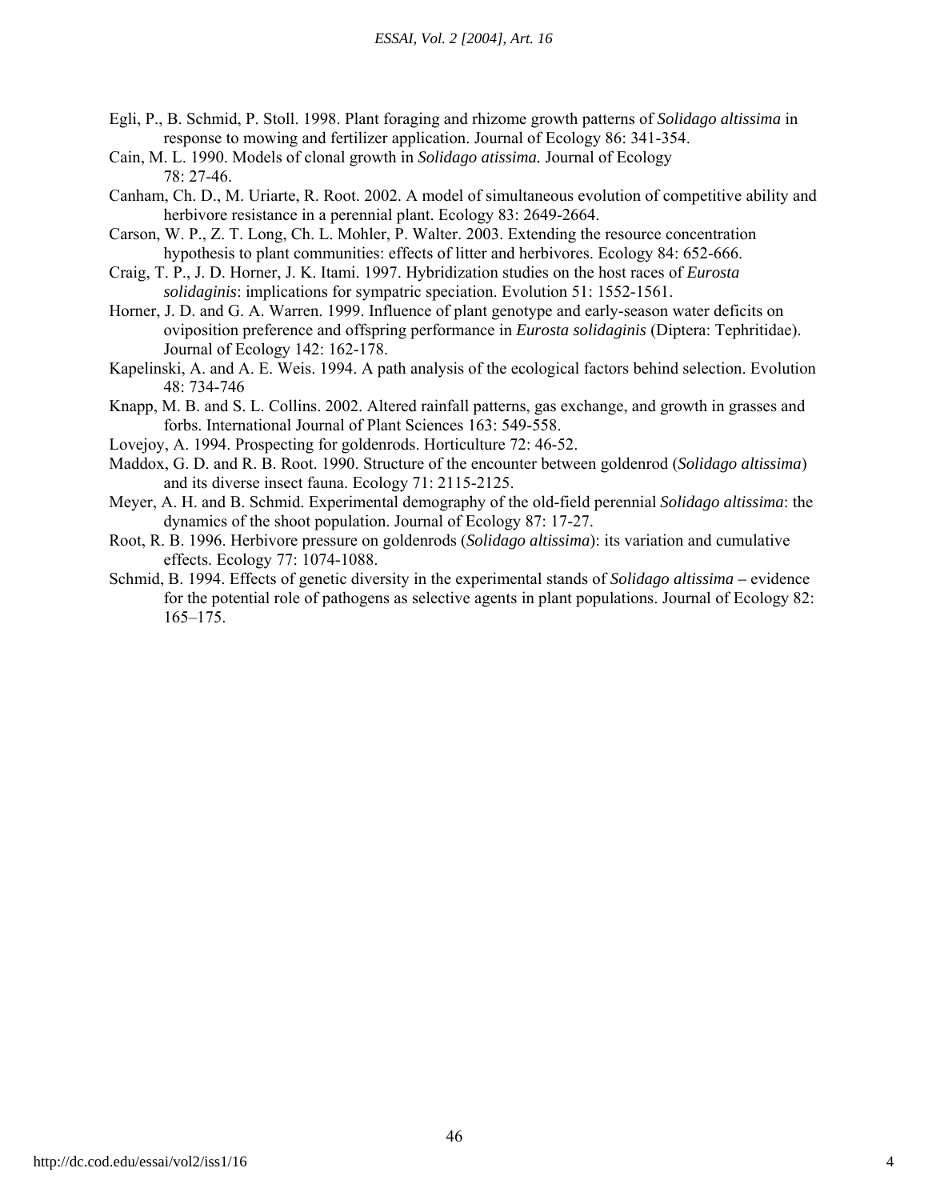Egli, P., B. Schmid, P. Stoll. 1998. Plant foraging and rhizome growth patterns of *Solidago altissima* in response to mowing and fertilizer application. Journal of Ecology 86: 341-354.

Cain, M. L. 1990. Models of clonal growth in *Solidago atissima.* Journal of Ecology 78: 27-46.

Canham, Ch. D., M. Uriarte, R. Root. 2002. A model of simultaneous evolution of competitive ability and herbivore resistance in a perennial plant. Ecology 83: 2649-2664.

Carson, W. P., Z. T. Long, Ch. L. Mohler, P. Walter. 2003. Extending the resource concentration hypothesis to plant communities: effects of litter and herbivores. Ecology 84: 652-666.

Craig, T. P., J. D. Horner, J. K. Itami. 1997. Hybridization studies on the host races of *Eurosta solidaginis*: implications for sympatric speciation. Evolution 51: 1552-1561.

Horner, J. D. and G. A. Warren. 1999. Influence of plant genotype and early-season water deficits on oviposition preference and offspring performance in *Eurosta solidaginis* (Diptera: Tephritidae). Journal of Ecology 142: 162-178.

Kapelinski, A. and A. E. Weis. 1994. A path analysis of the ecological factors behind selection. Evolution 48: 734-746

Knapp, M. B. and S. L. Collins. 2002. Altered rainfall patterns, gas exchange, and growth in grasses and forbs. International Journal of Plant Sciences 163: 549-558.

Lovejoy, A. 1994. Prospecting for goldenrods. Horticulture 72: 46-52.

Maddox, G. D. and R. B. Root. 1990. Structure of the encounter between goldenrod (*Solidago altissima*) and its diverse insect fauna. Ecology 71: 2115-2125.

Meyer, A. H. and B. Schmid. Experimental demography of the old-field perennial *Solidago altissima*: the dynamics of the shoot population. Journal of Ecology 87: 17-27.

Root, R. B. 1996. Herbivore pressure on goldenrods (*Solidago altissima*): its variation and cumulative effects. Ecology 77: 1074-1088.

Schmid, B. 1994. Effects of genetic diversity in the experimental stands of *Solidago altissima* – evidence for the potential role of pathogens as selective agents in plant populations. Journal of Ecology 82: 165–175.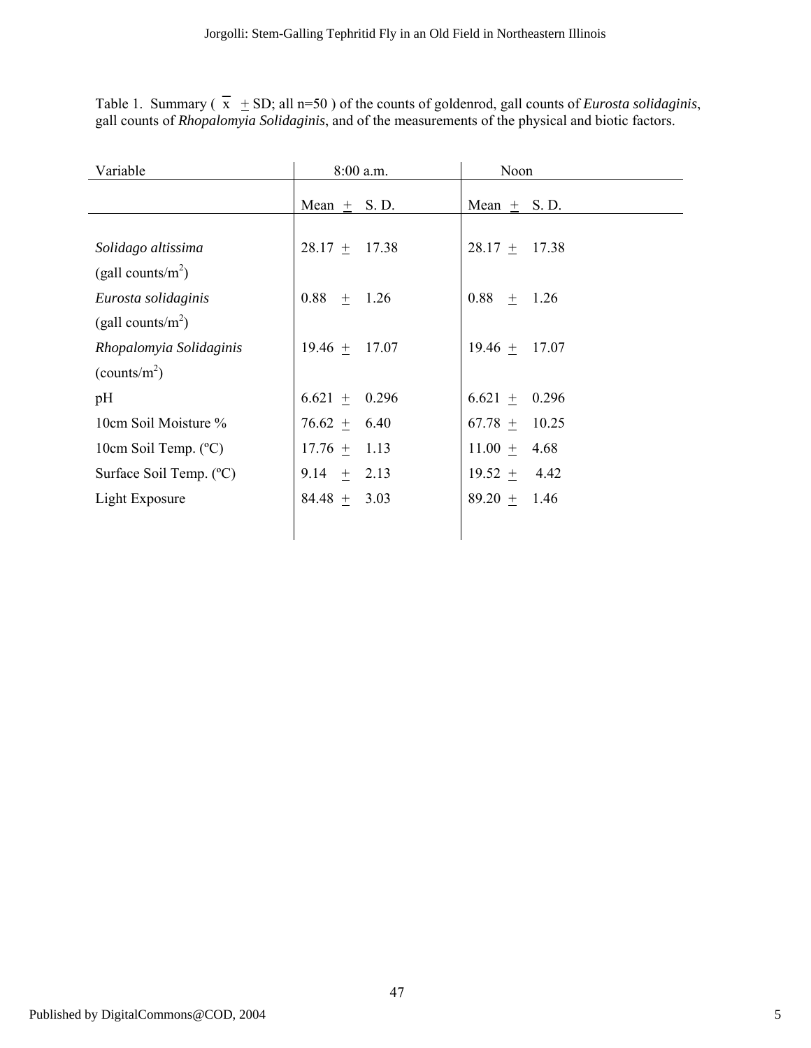Table 1. Summary ( $\overline{x}$ $\pm$ SD; all n=50 ) of the counts of goldenrod, gall counts of *Eurosta solidaginis*, gall counts of *Rhopalomyia Solidaginis*, and of the measurements of the physical and biotic factors.

| Variable | 8:00 a.m. | Noon |
|---|---|---|
| | Mean $\pm$ S. D. | Mean $\pm$ S. D. |
| *Solidago altissima* (gall counts/m$^2$) | 28.17 $\pm$ 17.38 | 28.17 $\pm$ 17.38 |
| *Eurosta solidaginis* (gall counts/m$^2$) | 0.88 $\pm$ 1.26 | 0.88 $\pm$ 1.26 |
| *Rhopalomyia Solidaginis* (counts/m$^2$) | 19.46 $\pm$ 17.07 | 19.46 $\pm$ 17.07 |
| pH | 6.621 $\pm$ 0.296 | 6.621 $\pm$ 0.296 |
| 10cm Soil Moisture % | 76.62 $\pm$ 6.40 | 67.78 $\pm$ 10.25 |
| 10cm Soil Temp. (ºC) | 17.76 $\pm$ 1.13 | 11.00 $\pm$ 4.68 |
| Surface Soil Temp. (ºC) | 9.14 $\pm$ 2.13 | 19.52 $\pm$ 4.42 |
| Light Exposure | 84.48 $\pm$ 3.03 | 89.20 $\pm$ 1.46 |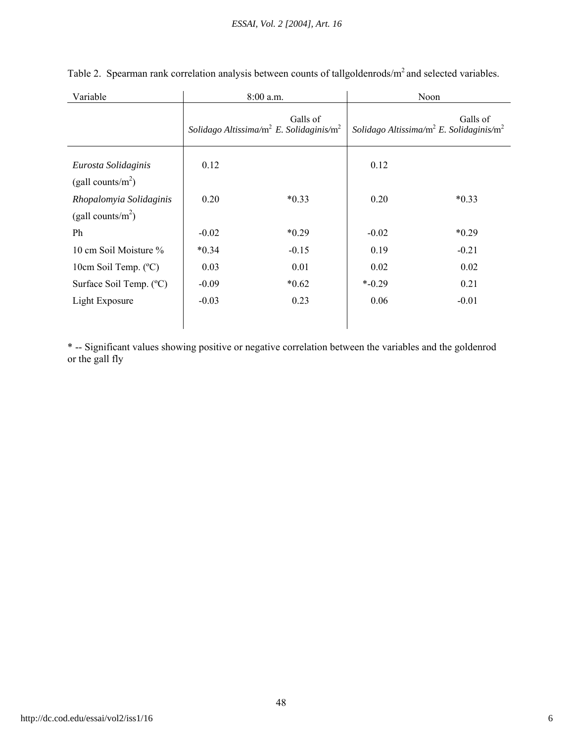Table 2. Spearman rank correlation analysis between counts of tallgoldenrods/m$^2$ and selected variables.

| Variable | 8:00 a.m. | | Noon | |
|---|---|---|---|---|
| | *Solidago Altissima*/m$^2$ | Galls of *E. Solidaginis*/m$^2$ | *Solidago Altissima*/m$^2$ | Galls of *E. Solidaginis*/m$^2$ |
| *Eurosta Solidaginis* (gall counts/m$^2$) | 0.12 | | 0.12 | |
| *Rhopalomyia Solidaginis* (gall counts/m$^2$) | 0.20 | *0.33 | 0.20 | *0.33 |
| Ph | -0.02 | *0.29 | -0.02 | *0.29 |
| 10 cm Soil Moisture % | *0.34 | -0.15 | 0.19 | -0.21 |
| 10cm Soil Temp. (ºC) | 0.03 | 0.01 | 0.02 | 0.02 |
| Surface Soil Temp. (ºC) | -0.09 | *0.62 | *-0.29 | 0.21 |
| Light Exposure | -0.03 | 0.23 | 0.06 | -0.01 |

* -- Significant values showing positive or negative correlation between the variables and the goldenrod or the gall fly